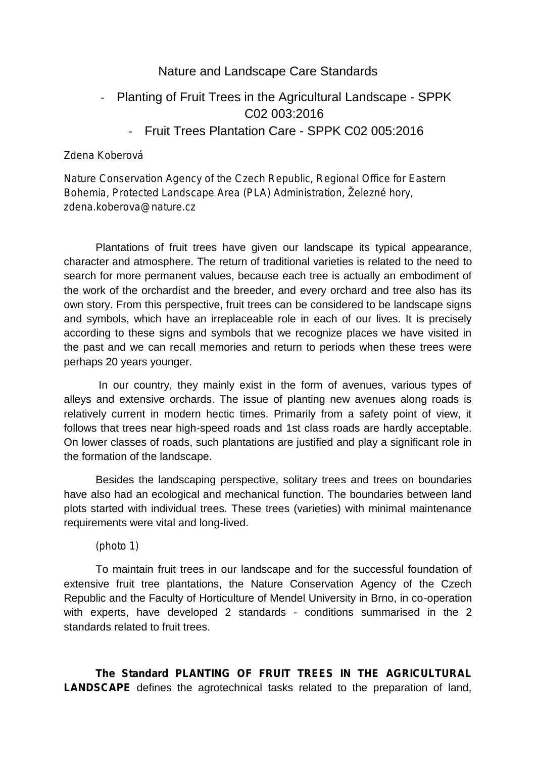# Nature and Landscape Care Standards

## - Planting of Fruit Trees in the Agricultural Landscape - SPPK C02 003:2016

## - Fruit Trees Plantation Care - SPPK C02 005:2016

Zdena Koberová

Nature Conservation Agency of the Czech Republic, Regional Office for Eastern Bohemia, Protected Landscape Area (PLA) Administration, Železné hory, zdena.koberova@nature.cz

Plantations of fruit trees have given our landscape its typical appearance, character and atmosphere. The return of traditional varieties is related to the need to search for more permanent values, because each tree is actually an embodiment of the work of the orchardist and the breeder, and every orchard and tree also has its own story. From this perspective, fruit trees can be considered to be landscape signs and symbols, which have an irreplaceable role in each of our lives. It is precisely according to these signs and symbols that we recognize places we have visited in the past and we can recall memories and return to periods when these trees were perhaps 20 years younger.

In our country, they mainly exist in the form of avenues, various types of alleys and extensive orchards. The issue of planting new avenues along roads is relatively current in modern hectic times. Primarily from a safety point of view, it follows that trees near high-speed roads and 1st class roads are hardly acceptable. On lower classes of roads, such plantations are justified and play a significant role in the formation of the landscape.

Besides the landscaping perspective, solitary trees and trees on boundaries have also had an ecological and mechanical function. The boundaries between land plots started with individual trees. These trees (varieties) with minimal maintenance requirements were vital and long-lived.

(photo 1)

To maintain fruit trees in our landscape and for the successful foundation of extensive fruit tree plantations, the Nature Conservation Agency of the Czech Republic and the Faculty of Horticulture of Mendel University in Brno, in co-operation with experts, have developed 2 standards - conditions summarised in the 2 standards related to fruit trees.

**The Standard PLANTING OF FRUIT TREES IN THE AGRICULTURAL LANDSCAPE** defines the agrotechnical tasks related to the preparation of land,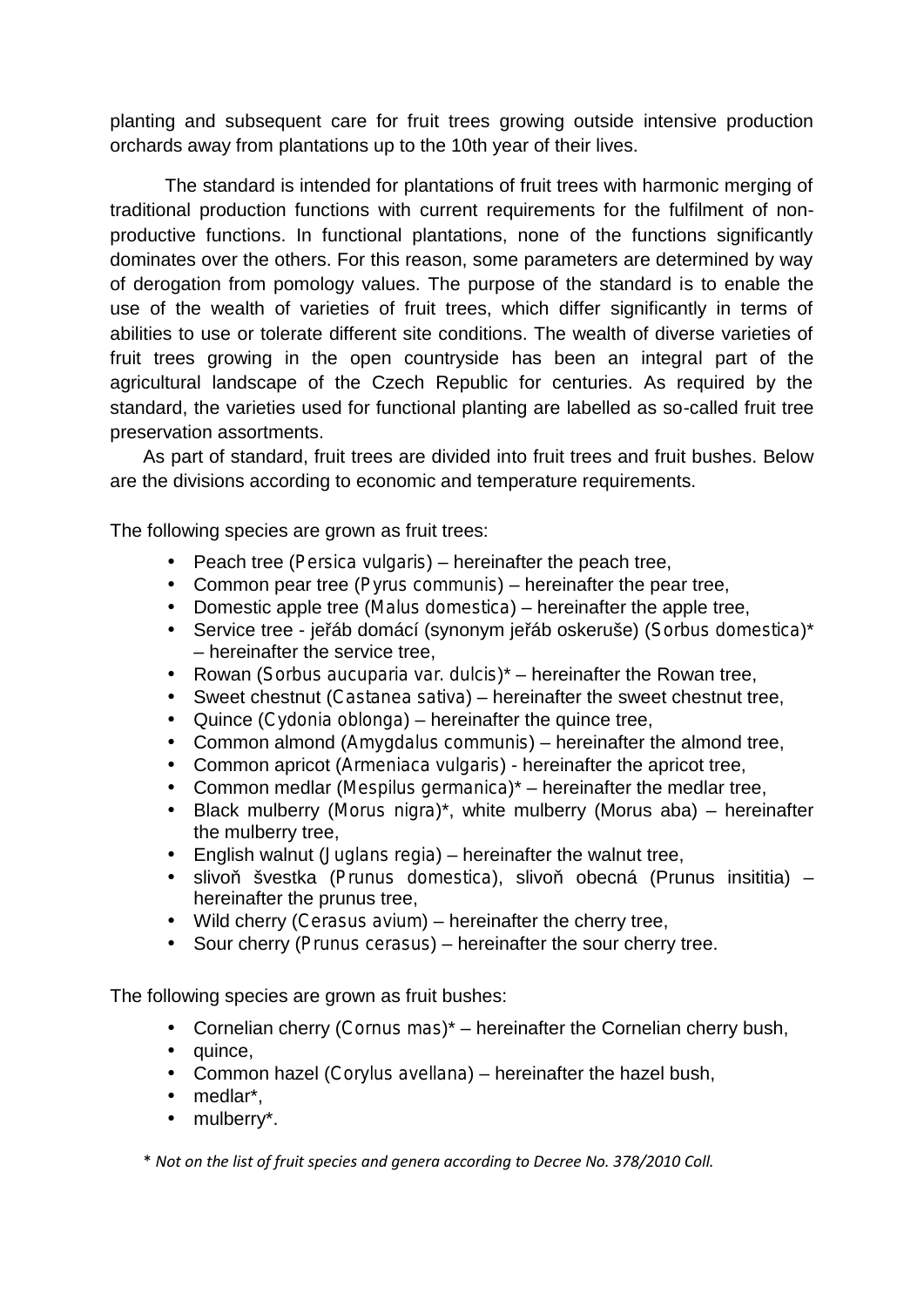planting and subsequent care for fruit trees growing outside intensive production orchards away from plantations up to the 10th year of their lives.

The standard is intended for plantations of fruit trees with harmonic merging of traditional production functions with current requirements for the fulfilment of non-productive functions. In functional plantations, none of the functions significantly dominates over the others. For this reason, some parameters are determined by way of derogation from pomology values. The purpose of the standard is to enable the use of the wealth of varieties of fruit trees, which differ significantly in terms of abilities to use or tolerate different site conditions. The wealth of diverse varieties of fruit trees growing in the open countryside has been an integral part of the agricultural landscape of the Czech Republic for centuries. As required by the standard, the varieties used for functional planting are labelled as so-called fruit tree preservation assortments.

As part of standard, fruit trees are divided into fruit trees and fruit bushes. Below are the divisions according to economic and temperature requirements.

The following species are grown as fruit trees:

- Peach tree (*Persica vulgaris*) – hereinafter the peach tree,
- Common pear tree (*Pyrus communis*) – hereinafter the pear tree,
- Domestic apple tree (*Malus domestica*) – hereinafter the apple tree,
- Service tree - jeřáb domácí (synonym jeřáb oskeruše) (*Sorbus domestica*)* – hereinafter the service tree,
- Rowan (*Sorbus aucuparia var. dulcis*)* – hereinafter the Rowan tree,
- Sweet chestnut (*Castanea sativa*) – hereinafter the sweet chestnut tree,
- Quince (*Cydonia oblonga*) – hereinafter the quince tree,
- Common almond (*Amygdalus communis*) – hereinafter the almond tree,
- Common apricot (*Armeniaca vulgaris*) - hereinafter the apricot tree,
- Common medlar (*Mespilus germanica*)* – hereinafter the medlar tree,
- Black mulberry (*Morus nigra*)*, white mulberry (Morus aba) – hereinafter the mulberry tree,
- English walnut (*Juglans regia*) – hereinafter the walnut tree,
- slivoň švestka (*Prunus domestica*), slivoň obecná (Prunus insititia) – hereinafter the prunus tree,
- Wild cherry (*Cerasus avium*) – hereinafter the cherry tree,
- Sour cherry (*Prunus cerasus*) – hereinafter the sour cherry tree.

The following species are grown as fruit bushes:

- Cornelian cherry (*Cornus mas*)* – hereinafter the Cornelian cherry bush,
- quince,
- Common hazel (*Corylus avellana*) – hereinafter the hazel bush,
- medlar*,
- mulberry*.

\* *Not on the list of fruit species and genera according to Decree No. 378/2010 Coll.*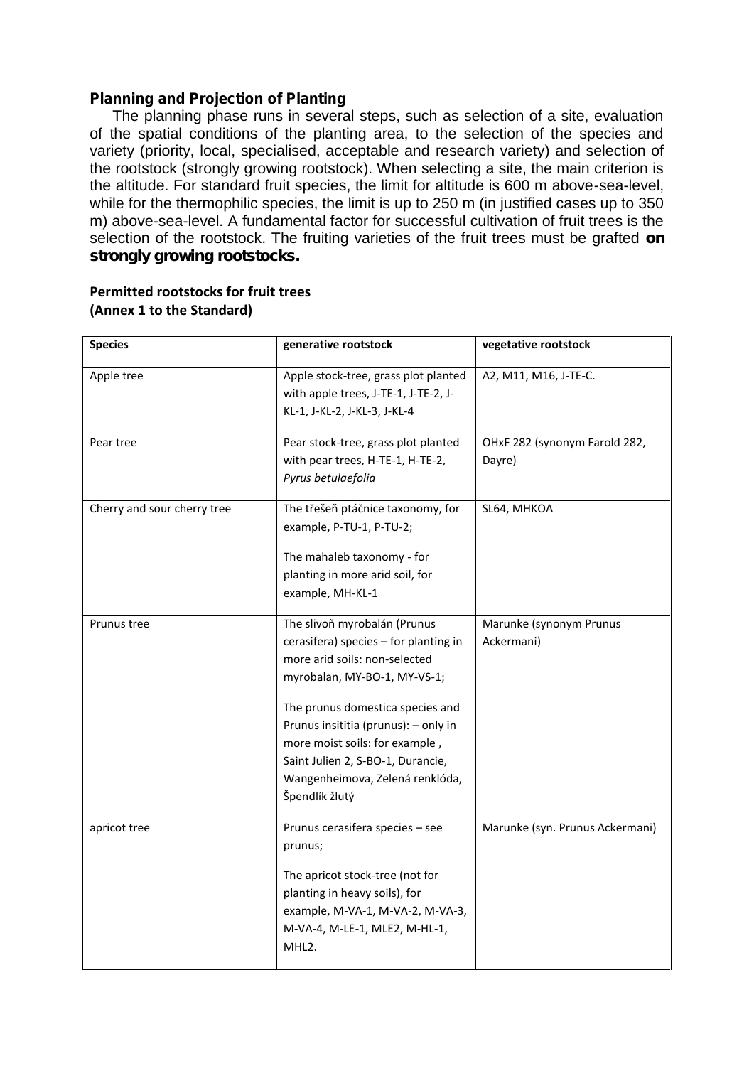## Planning and Projection of Planting

The planning phase runs in several steps, such as selection of a site, evaluation of the spatial conditions of the planting area, to the selection of the species and variety (priority, local, specialised, acceptable and research variety) and selection of the rootstock (strongly growing rootstock). When selecting a site, the main criterion is the altitude. For standard fruit species, the limit for altitude is 600 m above-sea-level, while for the thermophilic species, the limit is up to 250 m (in justified cases up to 350 m) above-sea-level. A fundamental factor for successful cultivation of fruit trees is the selection of the rootstock. The fruiting varieties of the fruit trees must be grafted **on strongly growing rootstocks.**

**Permitted rootstocks for fruit trees**
**(Annex 1 to the Standard)**

| **Species** | **generative rootstock** | **vegetative rootstock** |
|---|---|---|
| Apple tree | Apple stock-tree, grass plot planted with apple trees, J-TE-1, J-TE-2, J-KL-1, J-KL-2, J-KL-3, J-KL-4 | A2, M11, M16, J-TE-C. |
| Pear tree | Pear stock-tree, grass plot planted with pear trees, H-TE-1, H-TE-2, *Pyrus betulaefolia* | OHxF 282 (synonym Farold 282, Dayre) |
| Cherry and sour cherry tree | The třešeň ptáčnice taxonomy, for example, P-TU-1, P-TU-2;<br><br>The mahaleb taxonomy - for planting in more arid soil, for example, MH-KL-1 | SL64, MHKOA |
| Prunus tree | The slivoň myrobalán (Prunus cerasifera) species – for planting in more arid soils: non-selected myrobalan, MY-BO-1, MY-VS-1;<br><br>The prunus domestica species and Prunus insititia (prunus): – only in more moist soils: for example , Saint Julien 2, S-BO-1, Durancie, Wangenheimova, Zelená renklóda, Špendlík žlutý | Marunke (synonym Prunus Ackermani) |
| apricot tree | Prunus cerasifera species – see prunus;<br><br>The apricot stock-tree (not for planting in heavy soils), for example, M-VA-1, M-VA-2, M-VA-3, M-VA-4, M-LE-1, MLE2, M-HL-1, MHL2. | Marunke (syn. Prunus Ackermani) |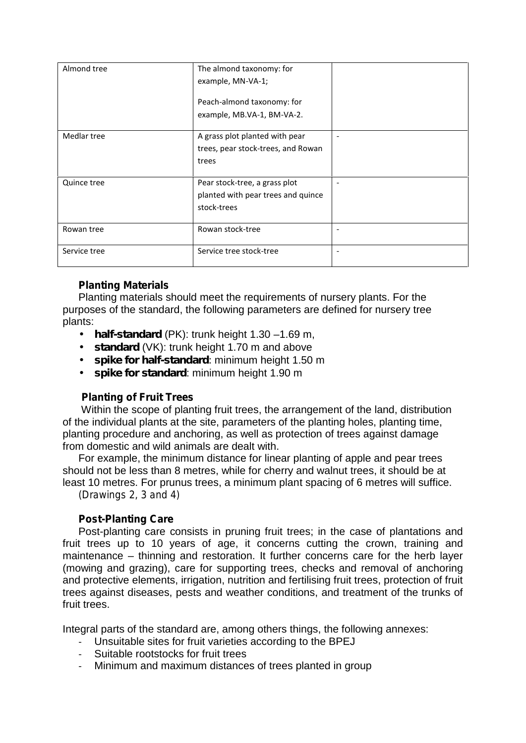| | | |
|---|---|---|
| Almond tree | The almond taxonomy: for example, MN-VA-1;<br><br>Peach-almond taxonomy: for example, MB.VA-1, BM-VA-2. | |
| Medlar tree | A grass plot planted with pear trees, pear stock-trees, and Rowan trees | - |
| Quince tree | Pear stock-tree, a grass plot planted with pear trees and quince stock-trees | - |
| Rowan tree | Rowan stock-tree | - |
| Service tree | Service tree stock-tree | - |

**Planting Materials**

Planting materials should meet the requirements of nursery plants. For the purposes of the standard, the following parameters are defined for nursery tree plants:

- **half-standard** (PK): trunk height 1.30 –1.69 m,
- **standard** (VK): trunk height 1.70 m and above
- **spike for half-standard**: minimum height 1.50 m
- **spike for standard**: minimum height 1.90 m

**Planting of Fruit Trees**

Within the scope of planting fruit trees, the arrangement of the land, distribution of the individual plants at the site, parameters of the planting holes, planting time, planting procedure and anchoring, as well as protection of trees against damage from domestic and wild animals are dealt with.

For example, the minimum distance for linear planting of apple and pear trees should not be less than 8 metres, while for cherry and walnut trees, it should be at least 10 metres. For prunus trees, a minimum plant spacing of 6 metres will suffice.

*(Drawings 2, 3 and 4)*

**Post-Planting Care**

Post-planting care consists in pruning fruit trees; in the case of plantations and fruit trees up to 10 years of age, it concerns cutting the crown, training and maintenance – thinning and restoration. It further concerns care for the herb layer (mowing and grazing), care for supporting trees, checks and removal of anchoring and protective elements, irrigation, nutrition and fertilising fruit trees, protection of fruit trees against diseases, pests and weather conditions, and treatment of the trunks of fruit trees.

Integral parts of the standard are, among others things, the following annexes:

- Unsuitable sites for fruit varieties according to the BPEJ
- Suitable rootstocks for fruit trees
- Minimum and maximum distances of trees planted in group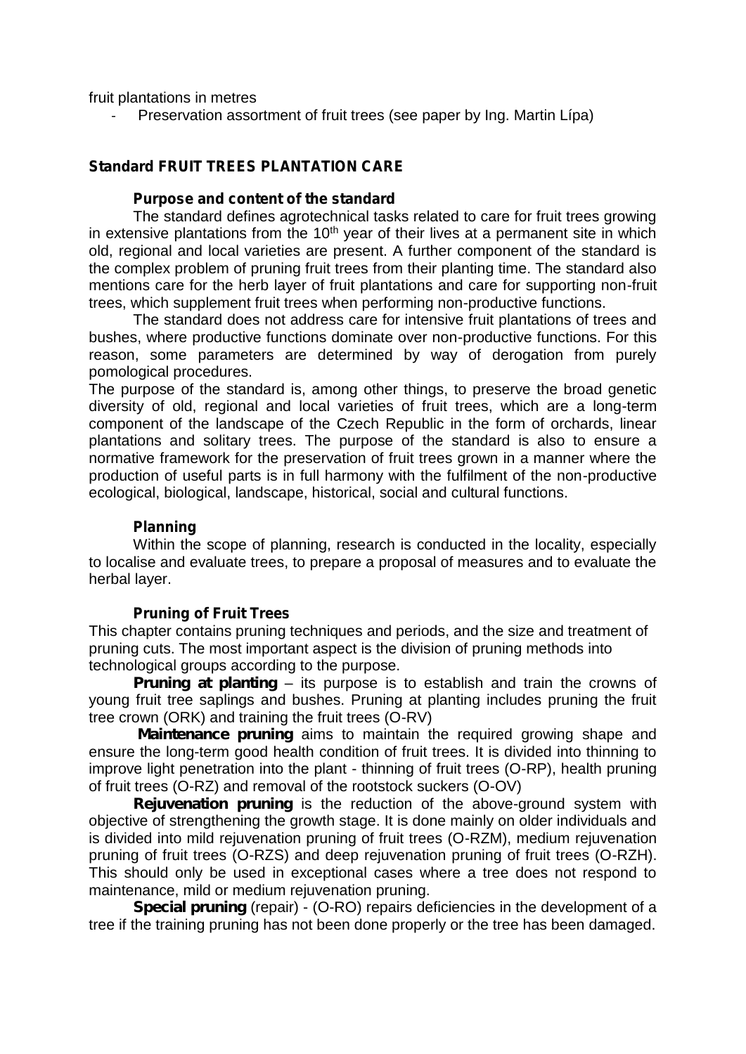fruit plantations in metres

- Preservation assortment of fruit trees (see paper by Ing. Martin Lípa)

## Standard FRUIT TREES PLANTATION CARE

### Purpose and content of the standard

The standard defines agrotechnical tasks related to care for fruit trees growing in extensive plantations from the 10th year of their lives at a permanent site in which old, regional and local varieties are present. A further component of the standard is the complex problem of pruning fruit trees from their planting time. The standard also mentions care for the herb layer of fruit plantations and care for supporting non-fruit trees, which supplement fruit trees when performing non-productive functions.

The standard does not address care for intensive fruit plantations of trees and bushes, where productive functions dominate over non-productive functions. For this reason, some parameters are determined by way of derogation from purely pomological procedures.

The purpose of the standard is, among other things, to preserve the broad genetic diversity of old, regional and local varieties of fruit trees, which are a long-term component of the landscape of the Czech Republic in the form of orchards, linear plantations and solitary trees. The purpose of the standard is also to ensure a normative framework for the preservation of fruit trees grown in a manner where the production of useful parts is in full harmony with the fulfilment of the non-productive ecological, biological, landscape, historical, social and cultural functions.

### Planning

Within the scope of planning, research is conducted in the locality, especially to localise and evaluate trees, to prepare a proposal of measures and to evaluate the herbal layer.

### Pruning of Fruit Trees

This chapter contains pruning techniques and periods, and the size and treatment of pruning cuts. The most important aspect is the division of pruning methods into technological groups according to the purpose.

**Pruning at planting** – its purpose is to establish and train the crowns of young fruit tree saplings and bushes. Pruning at planting includes pruning the fruit tree crown (ORK) and training the fruit trees (O-RV)

**Maintenance pruning** aims to maintain the required growing shape and ensure the long-term good health condition of fruit trees. It is divided into thinning to improve light penetration into the plant - thinning of fruit trees (O-RP), health pruning of fruit trees (O-RZ) and removal of the rootstock suckers (O-OV)

**Rejuvenation pruning** is the reduction of the above-ground system with objective of strengthening the growth stage. It is done mainly on older individuals and is divided into mild rejuvenation pruning of fruit trees (O-RZM), medium rejuvenation pruning of fruit trees (O-RZS) and deep rejuvenation pruning of fruit trees (O-RZH). This should only be used in exceptional cases where a tree does not respond to maintenance, mild or medium rejuvenation pruning.

**Special pruning** (repair) - (O-RO) repairs deficiencies in the development of a tree if the training pruning has not been done properly or the tree has been damaged.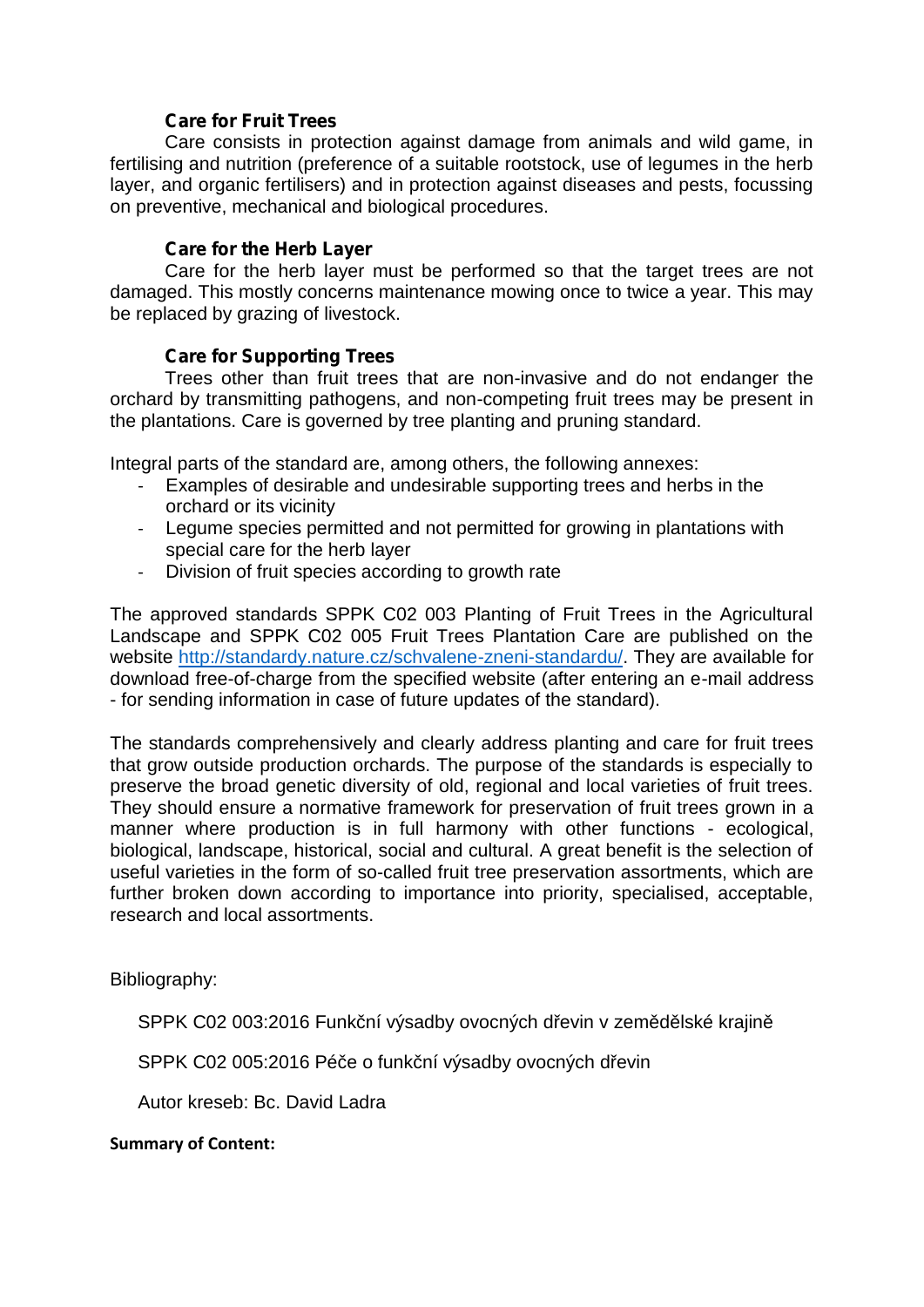**Care for Fruit Trees**

Care consists in protection against damage from animals and wild game, in fertilising and nutrition (preference of a suitable rootstock, use of legumes in the herb layer, and organic fertilisers) and in protection against diseases and pests, focussing on preventive, mechanical and biological procedures.

**Care for the Herb Layer**

Care for the herb layer must be performed so that the target trees are not damaged. This mostly concerns maintenance mowing once to twice a year. This may be replaced by grazing of livestock.

**Care for Supporting Trees**

Trees other than fruit trees that are non-invasive and do not endanger the orchard by transmitting pathogens, and non-competing fruit trees may be present in the plantations. Care is governed by tree planting and pruning standard.

Integral parts of the standard are, among others, the following annexes:

- Examples of desirable and undesirable supporting trees and herbs in the orchard or its vicinity
- Legume species permitted and not permitted for growing in plantations with special care for the herb layer
- Division of fruit species according to growth rate

The approved standards SPPK C02 003 Planting of Fruit Trees in the Agricultural Landscape and SPPK C02 005 Fruit Trees Plantation Care are published on the website http://standardy.nature.cz/schvalene-zneni-standardu/. They are available for download free-of-charge from the specified website (after entering an e-mail address - for sending information in case of future updates of the standard).

The standards comprehensively and clearly address planting and care for fruit trees that grow outside production orchards. The purpose of the standards is especially to preserve the broad genetic diversity of old, regional and local varieties of fruit trees. They should ensure a normative framework for preservation of fruit trees grown in a manner where production is in full harmony with other functions - ecological, biological, landscape, historical, social and cultural. A great benefit is the selection of useful varieties in the form of so-called fruit tree preservation assortments, which are further broken down according to importance into priority, specialised, acceptable, research and local assortments.

Bibliography:

SPPK C02 003:2016 Funkční výsadby ovocných dřevin v zemědělské krajině

SPPK C02 005:2016 Péče o funkční výsadby ovocných dřevin

Autor kreseb: Bc. David Ladra

**Summary of Content:**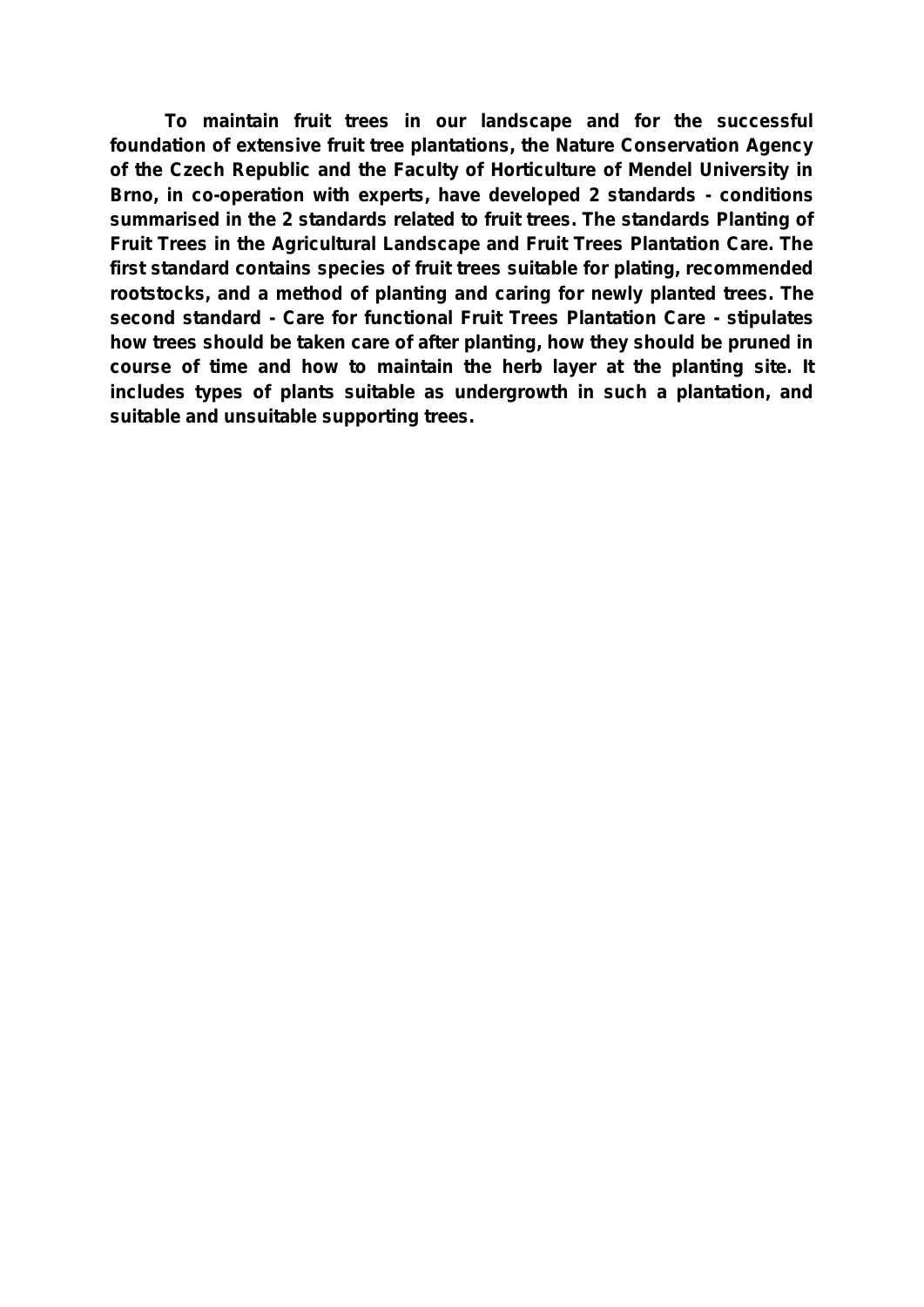**To maintain fruit trees in our landscape and for the successful foundation of extensive fruit tree plantations, the Nature Conservation Agency of the Czech Republic and the Faculty of Horticulture of Mendel University in Brno, in co-operation with experts, have developed 2 standards - conditions summarised in the 2 standards related to fruit trees. The standards Planting of Fruit Trees in the Agricultural Landscape and Fruit Trees Plantation Care. The first standard contains species of fruit trees suitable for plating, recommended rootstocks, and a method of planting and caring for newly planted trees. The second standard - Care for functional Fruit Trees Plantation Care - stipulates how trees should be taken care of after planting, how they should be pruned in course of time and how to maintain the herb layer at the planting site. It includes types of plants suitable as undergrowth in such a plantation, and suitable and unsuitable supporting trees.**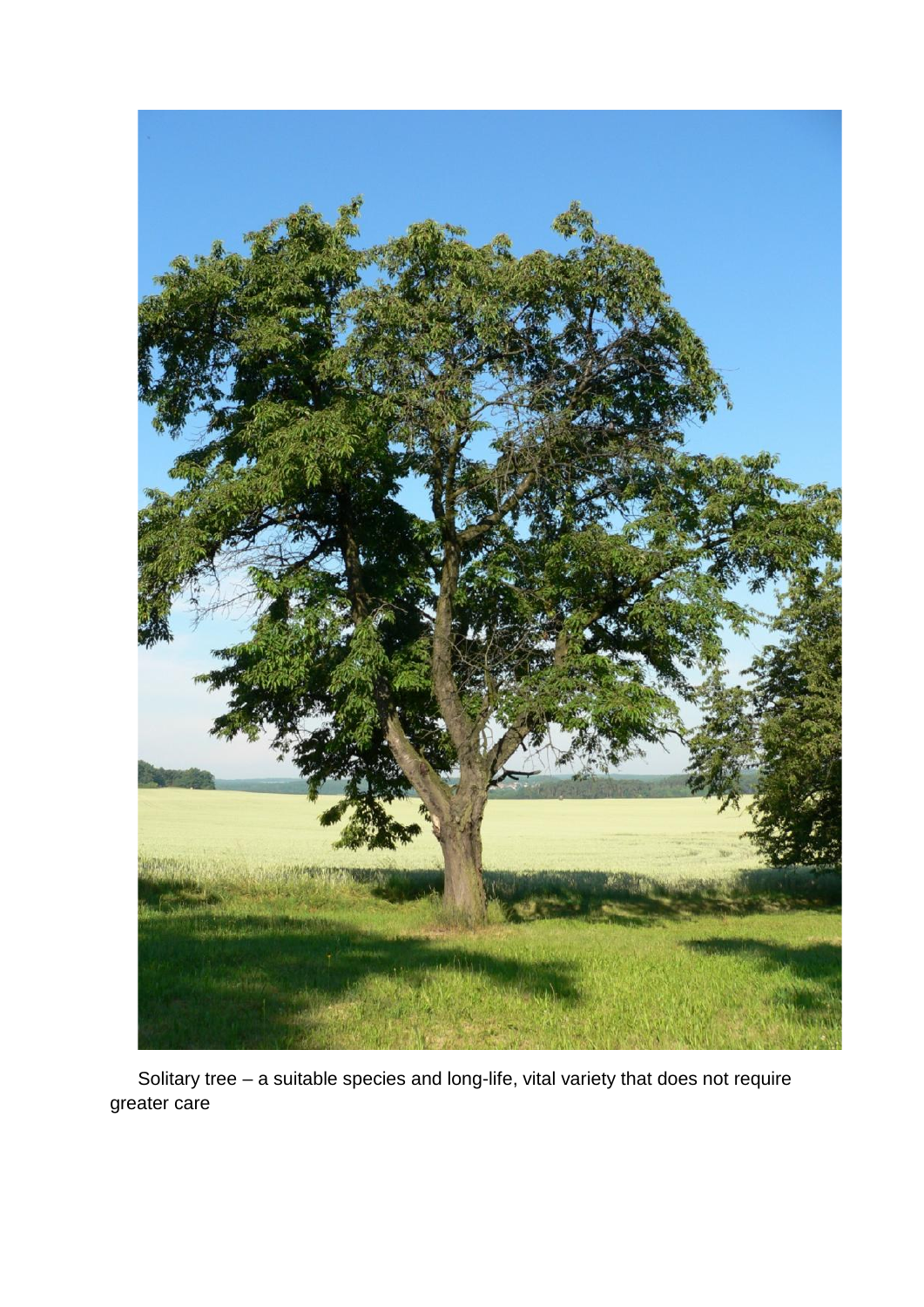Solitary tree – a suitable species and long-life, vital variety that does not require greater care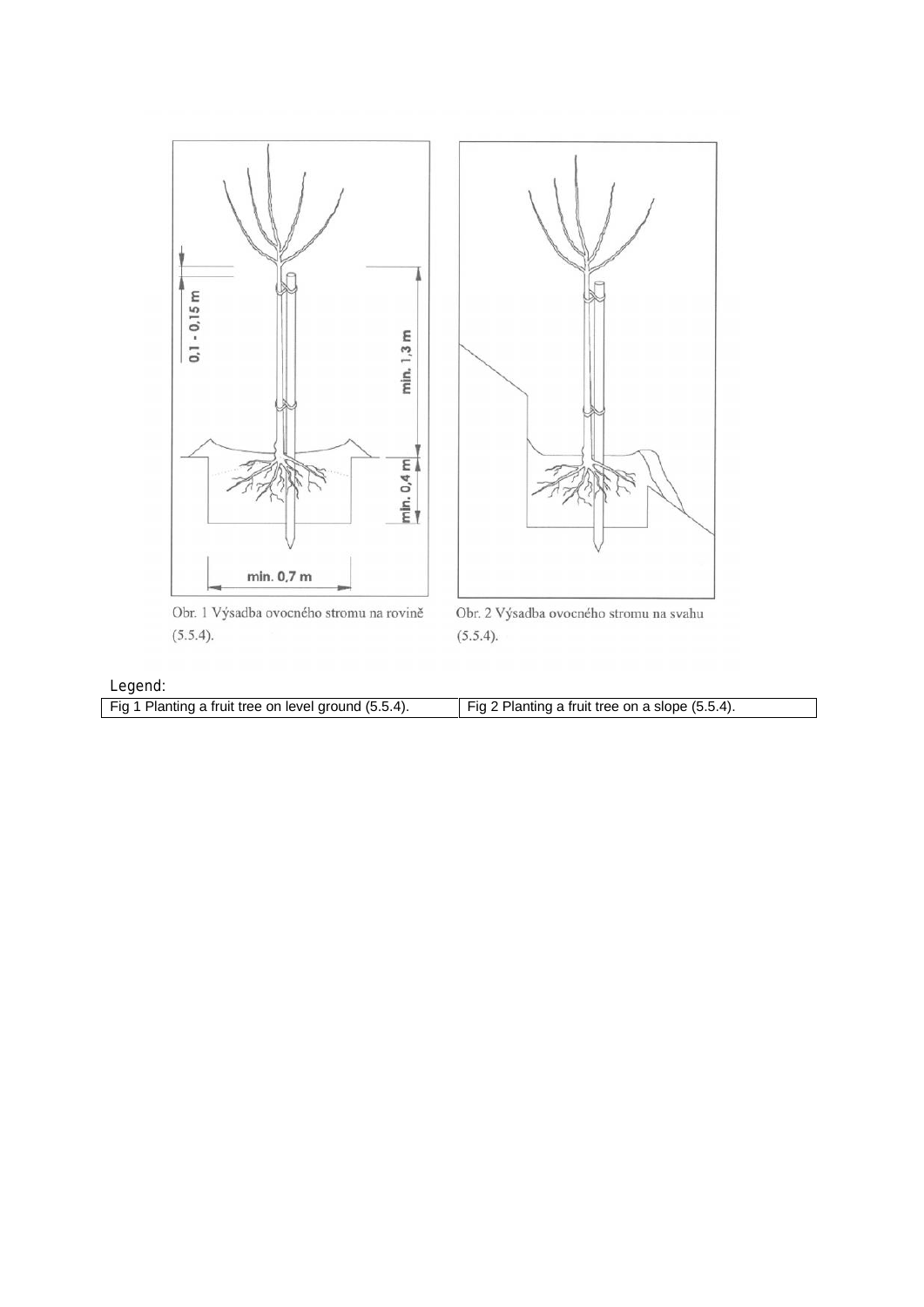Obr. 1 Výsadba ovocného stromu na rovině (5.5.4).

Obr. 2 Výsadba ovocného stromu na svahu (5.5.4).

Legend:

| Fig 1 Planting a fruit tree on level ground (5.5.4). | Fig 2 Planting a fruit tree on a slope (5.5.4). |
| --- | --- |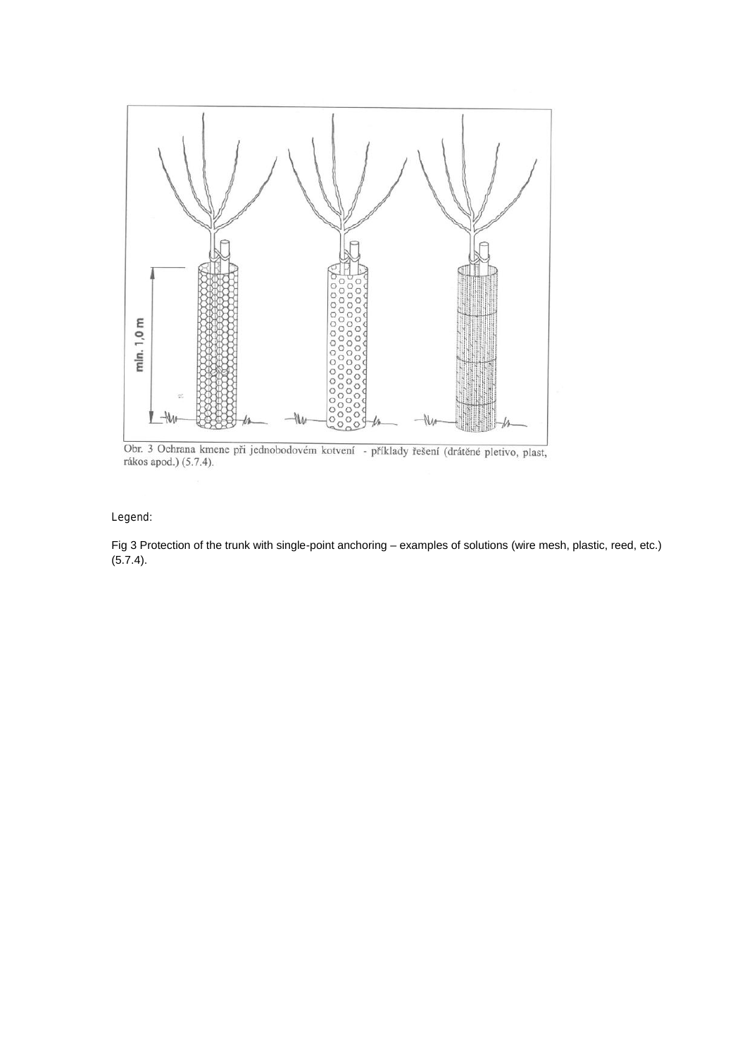min. 1,0 m

Obr. 3 Ochrana kmene při jednobodovém kotvení - příklady řešení (drátěné pletivo, plast, rákos apod.) (5.7.4).

Legend:

Fig 3 Protection of the trunk with single-point anchoring – examples of solutions (wire mesh, plastic, reed, etc.) (5.7.4).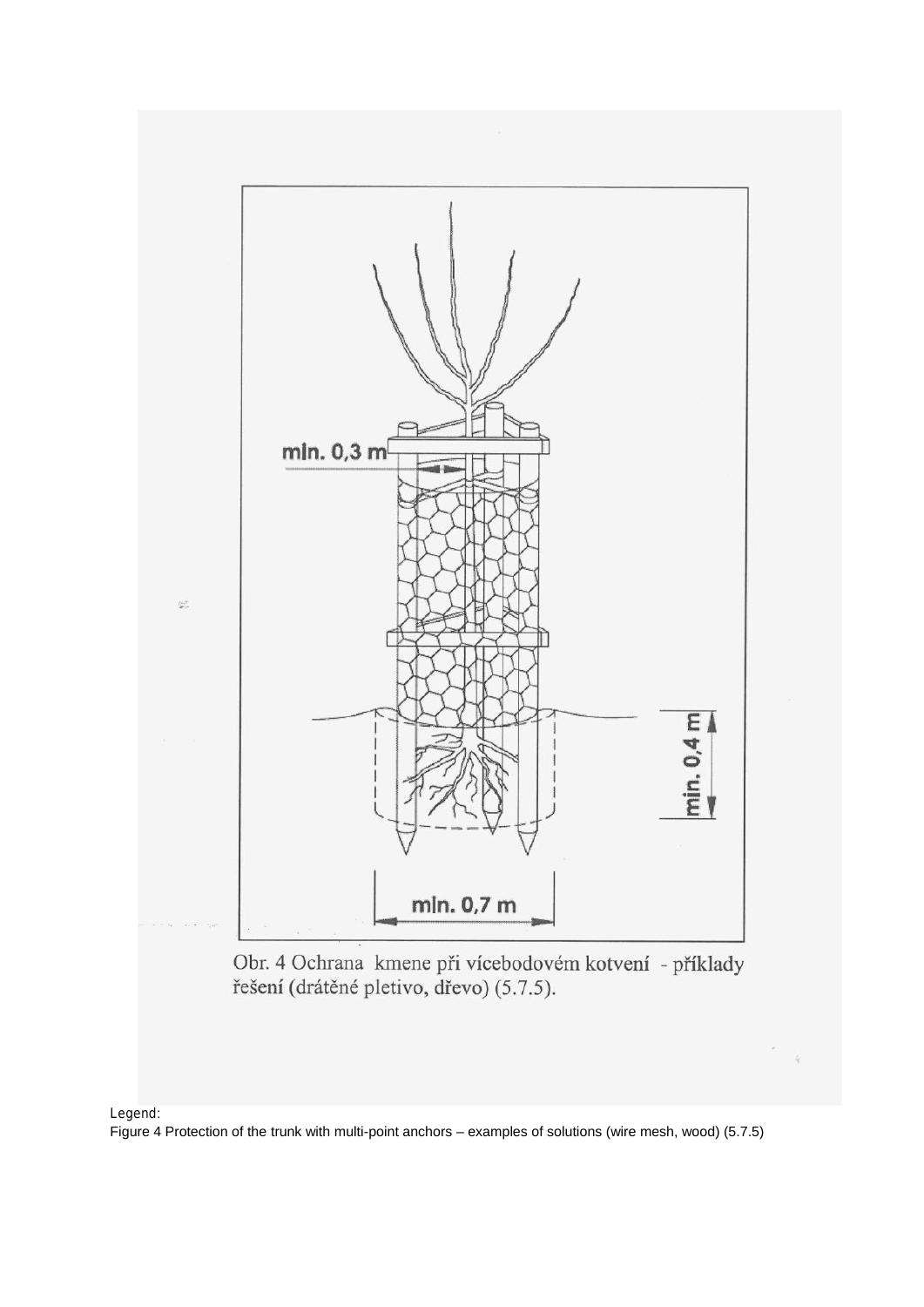min. 0,3 m

min. 0,4 m

min. 0,7 m

Obr. 4 Ochrana kmene při vícebodovém kotvení - příklady řešení (drátěné pletivo, dřevo) (5.7.5).

Legend:

Figure 4 Protection of the trunk with multi-point anchors – examples of solutions (wire mesh, wood) (5.7.5)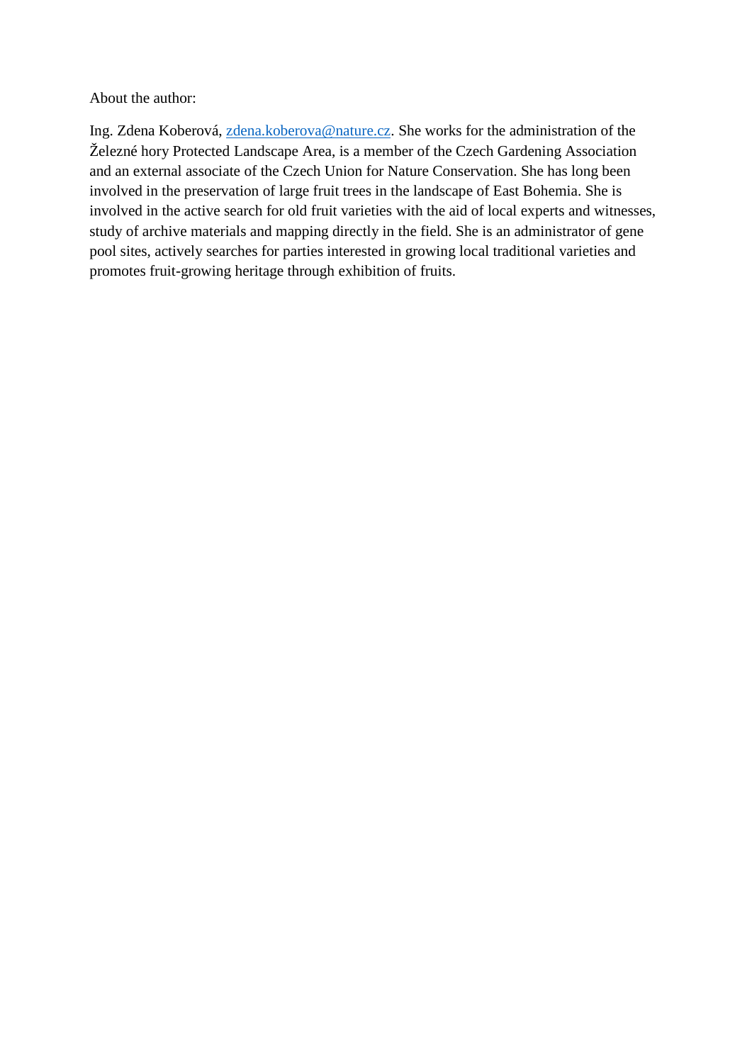About the author:

Ing. Zdena Koberová, zdena.koberova@nature.cz. She works for the administration of the Železné hory Protected Landscape Area, is a member of the Czech Gardening Association and an external associate of the Czech Union for Nature Conservation. She has long been involved in the preservation of large fruit trees in the landscape of East Bohemia. She is involved in the active search for old fruit varieties with the aid of local experts and witnesses, study of archive materials and mapping directly in the field. She is an administrator of gene pool sites, actively searches for parties interested in growing local traditional varieties and promotes fruit-growing heritage through exhibition of fruits.